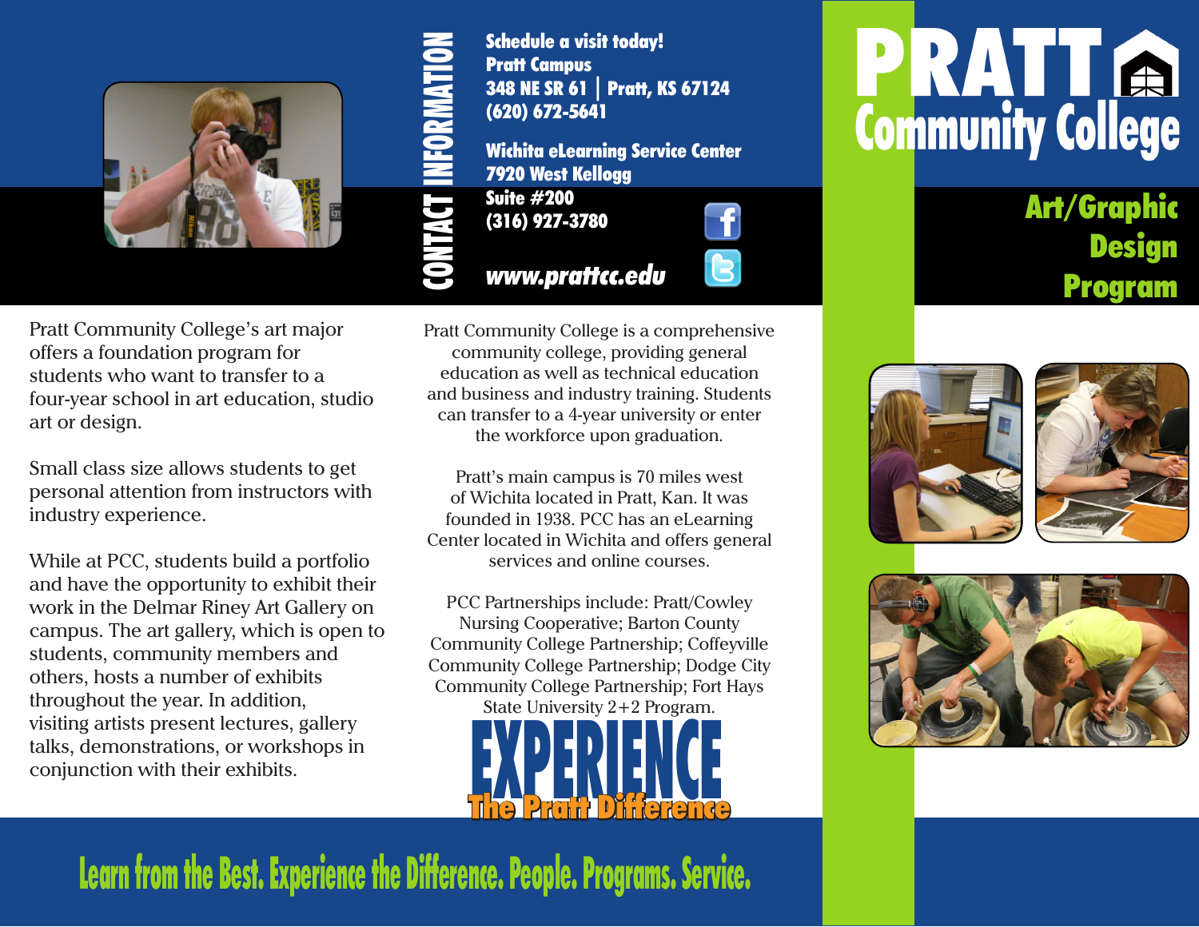# PRATT Community College

## Art/Graphic Design Program

Pratt Community College's art major offers a foundation program for students who want to transfer to a four-year school in art education, studio art or design.

Small class size allows students to get personal attention from instructors with industry experience.

While at PCC, students build a portfolio and have the opportunity to exhibit their work in the Delmar Riney Art Gallery on campus. The art gallery, which is open to students, community members and others, hosts a number of exhibits throughout the year. In addition, visiting artists present lectures, gallery talks, demonstrations, or workshops in conjunction with their exhibits.

## CONTACT INFORMATION

**Schedule a visit today!**
**Pratt Campus**
**348 NE SR 61 | Pratt, KS 67124**
**(620) 672-5641**

**Wichita eLearning Service Center**
**7920 West Kellogg**
**Suite #200**
**(316) 927-3780**

***www.prattcc.edu***

Pratt Community College is a comprehensive community college, providing general education as well as technical education and business and industry training. Students can transfer to a 4-year university or enter the workforce upon graduation.

Pratt's main campus is 70 miles west of Wichita located in Pratt, Kan. It was founded in 1938. PCC has an eLearning Center located in Wichita and offers general services and online courses.

PCC Partnerships include: Pratt/Cowley Nursing Cooperative; Barton County Community College Partnership; Coffeyville Community College Partnership; Dodge City Community College Partnership; Fort Hays State University 2+2 Program.

**EXPERIENCE**
**The Pratt Difference**

**Learn from the Best. Experience the Difference. People. Programs. Service.**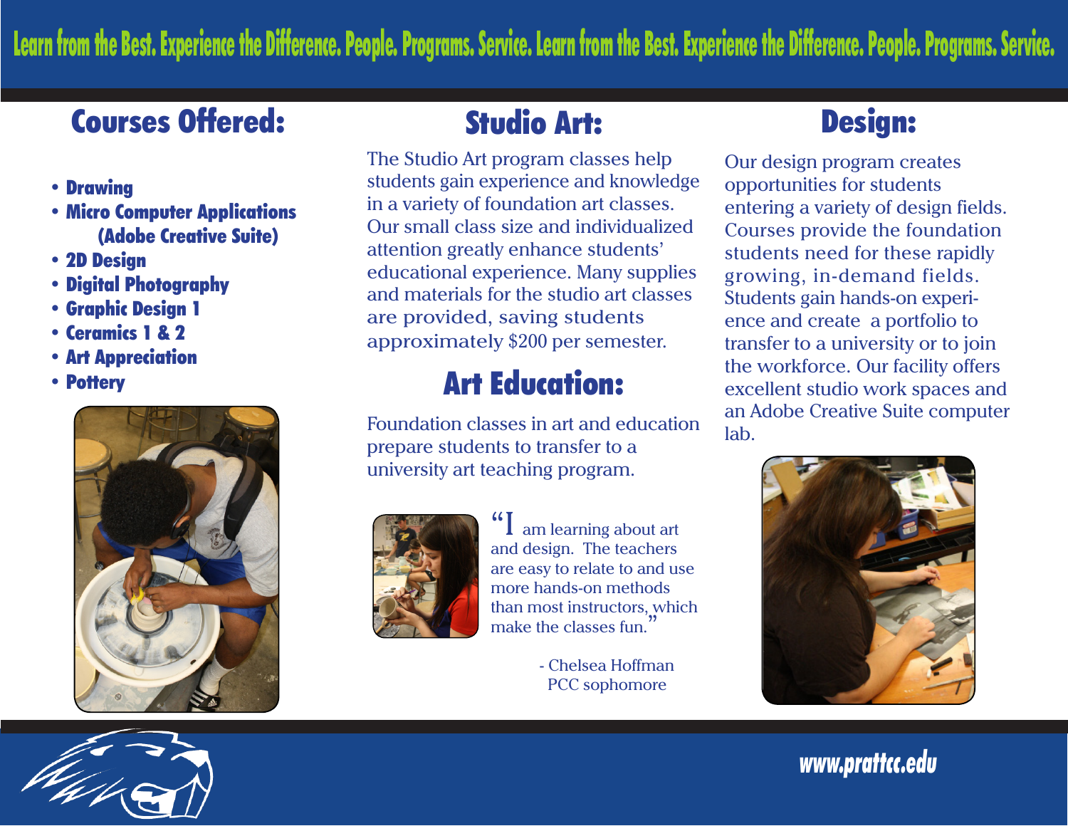Learn from the Best. Experience the Difference. People. Programs. Service. Learn from the Best. Experience the Difference. People. Programs. Service.

## Courses Offered:

- **Drawing**
- **Micro Computer Applications (Adobe Creative Suite)**
- **2D Design**
- **Digital Photography**
- **Graphic Design 1**
- **Ceramics 1 & 2**
- **Art Appreciation**
- **Pottery**

## Studio Art:

The Studio Art program classes help students gain experience and knowledge in a variety of foundation art classes. Our small class size and individualized attention greatly enhance students' educational experience. Many supplies and materials for the studio art classes are provided, saving students approximately $200 per semester.

## Art Education:

Foundation classes in art and education prepare students to transfer to a university art teaching program.

"I am learning about art and design. The teachers are easy to relate to and use more hands-on methods than most instructors, which make the classes fun."

- Chelsea Hoffman
PCC sophomore

## Design:

Our design program creates opportunities for students entering a variety of design fields. Courses provide the foundation students need for these rapidly growing, in-demand fields. Students gain hands-on experience and create a portfolio to transfer to a university or to join the workforce. Our facility offers excellent studio work spaces and an Adobe Creative Suite computer lab.

*www.prattcc.edu*